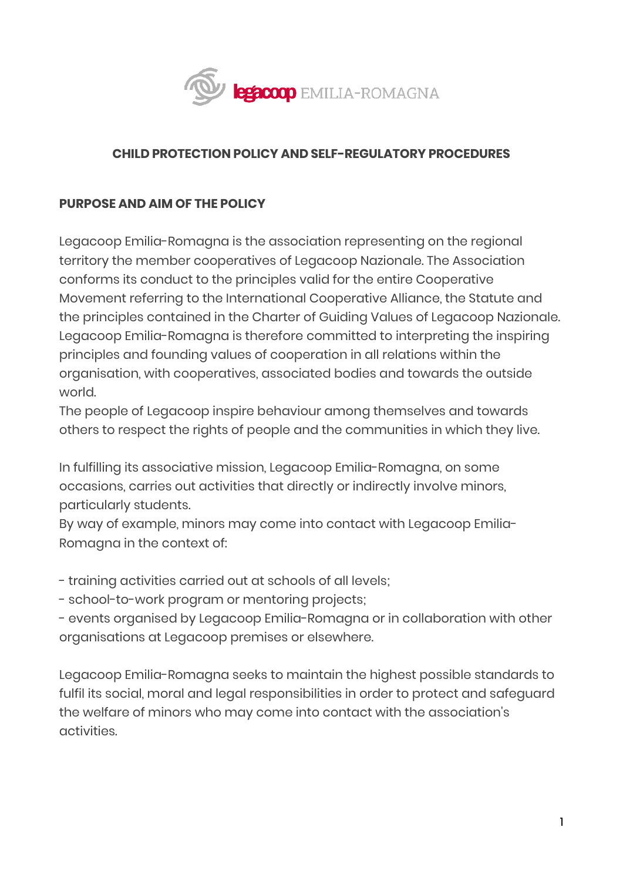# CHILD PROTECTION POLICY AND SELF-REGULATORY PROCEDURES

## PURPOSE AND AIM OF THE POLICY

Legacoop Emilia-Romagna is the association representing on the regional territory the member cooperatives of Legacoop Nazionale. The Association conforms its conduct to the principles valid for the entire Cooperative Movement referring to the International Cooperative Alliance, the Statute and the principles contained in the Charter of Guiding Values of Legacoop Nazionale. Legacoop Emilia-Romagna is therefore committed to interpreting the inspiring principles and founding values of cooperation in all relations within the organisation, with cooperatives, associated bodies and towards the outside world.
The people of Legacoop inspire behaviour among themselves and towards others to respect the rights of people and the communities in which they live.

In fulfilling its associative mission, Legacoop Emilia-Romagna, on some occasions, carries out activities that directly or indirectly involve minors, particularly students.
By way of example, minors may come into contact with Legacoop Emilia-Romagna in the context of:

- training activities carried out at schools of all levels;
- school-to-work program or mentoring projects;
- events organised by Legacoop Emilia-Romagna or in collaboration with other organisations at Legacoop premises or elsewhere.

Legacoop Emilia-Romagna seeks to maintain the highest possible standards to fulfil its social, moral and legal responsibilities in order to protect and safeguard the welfare of minors who may come into contact with the association's activities.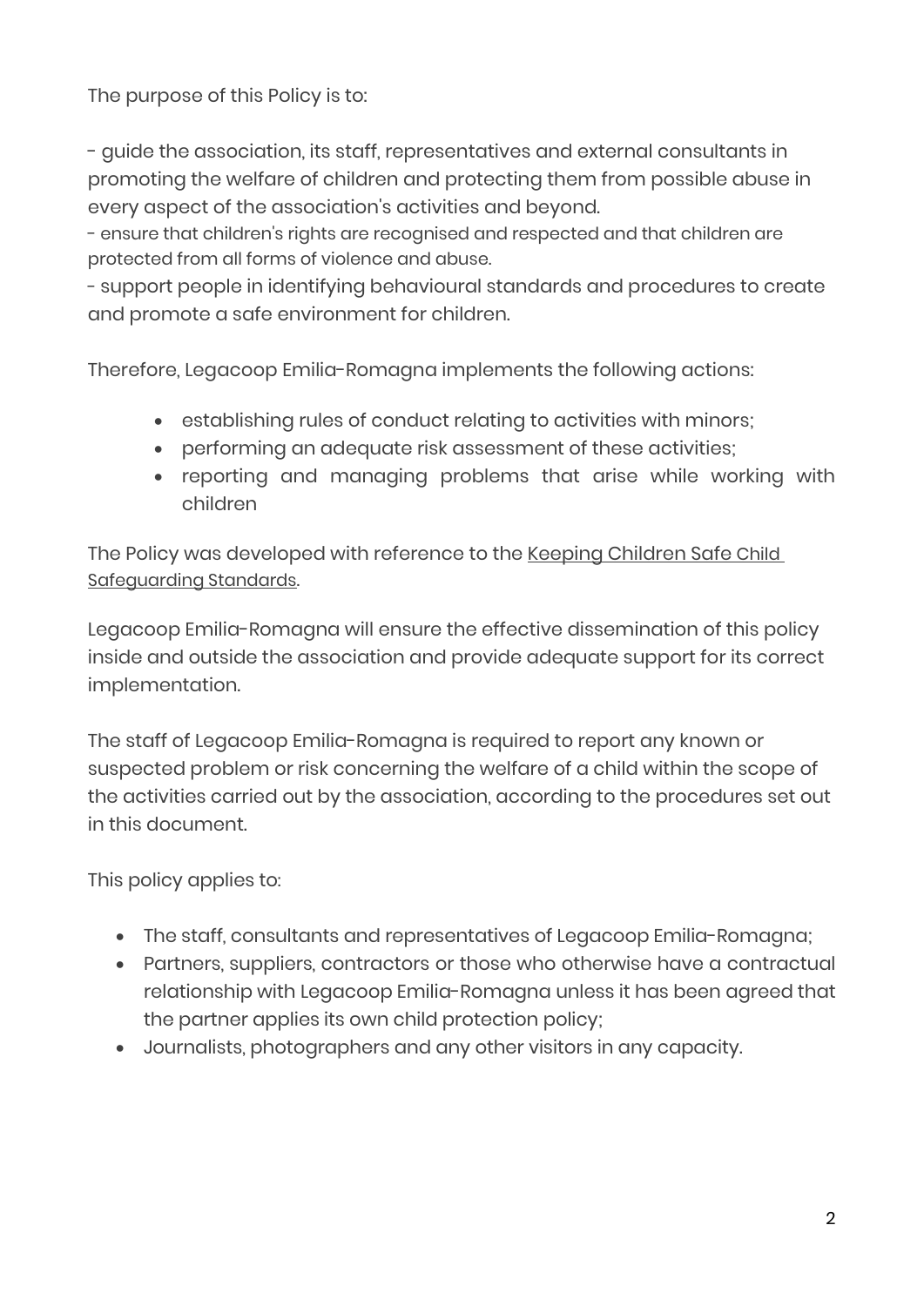The purpose of this Policy is to:

- guide the association, its staff, representatives and external consultants in promoting the welfare of children and protecting them from possible abuse in every aspect of the association's activities and beyond.
- ensure that children's rights are recognised and respected and that children are protected from all forms of violence and abuse.
- support people in identifying behavioural standards and procedures to create and promote a safe environment for children.

Therefore, Legacoop Emilia-Romagna implements the following actions:

- establishing rules of conduct relating to activities with minors;
- performing an adequate risk assessment of these activities;
- reporting and managing problems that arise while working with children

The Policy was developed with reference to the Keeping Children Safe Child Safeguarding Standards.

Legacoop Emilia-Romagna will ensure the effective dissemination of this policy inside and outside the association and provide adequate support for its correct implementation.

The staff of Legacoop Emilia-Romagna is required to report any known or suspected problem or risk concerning the welfare of a child within the scope of the activities carried out by the association, according to the procedures set out in this document.

This policy applies to:

- The staff, consultants and representatives of Legacoop Emilia-Romagna;
- Partners, suppliers, contractors or those who otherwise have a contractual relationship with Legacoop Emilia-Romagna unless it has been agreed that the partner applies its own child protection policy;
- Journalists, photographers and any other visitors in any capacity.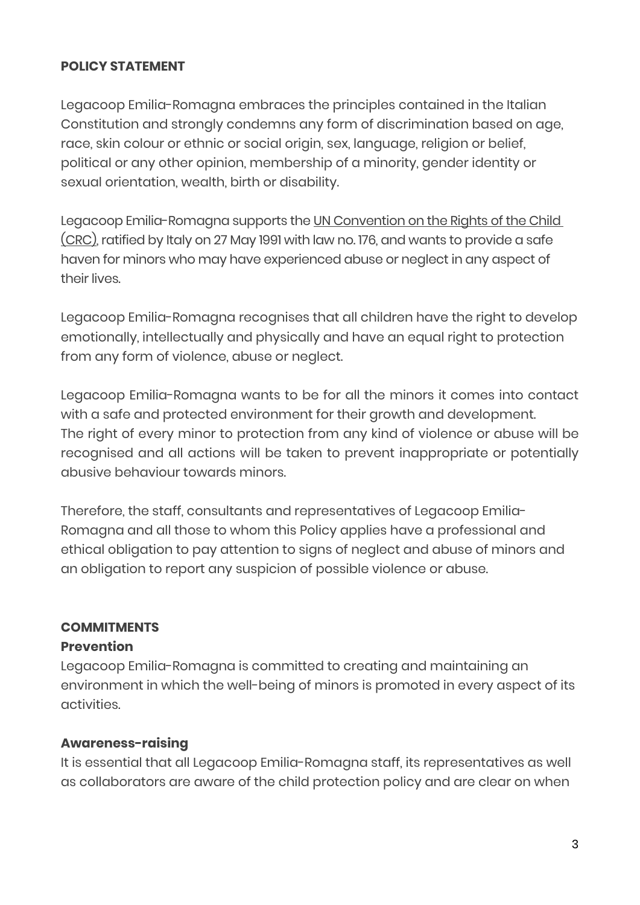**POLICY STATEMENT**

Legacoop Emilia-Romagna embraces the principles contained in the Italian Constitution and strongly condemns any form of discrimination based on age, race, skin colour or ethnic or social origin, sex, language, religion or belief, political or any other opinion, membership of a minority, gender identity or sexual orientation, wealth, birth or disability.

Legacoop Emilia-Romagna supports the UN Convention on the Rights of the Child (CRC), ratified by Italy on 27 May 1991 with law no. 176, and wants to provide a safe haven for minors who may have experienced abuse or neglect in any aspect of their lives.

Legacoop Emilia-Romagna recognises that all children have the right to develop emotionally, intellectually and physically and have an equal right to protection from any form of violence, abuse or neglect.

Legacoop Emilia-Romagna wants to be for all the minors it comes into contact with a safe and protected environment for their growth and development. The right of every minor to protection from any kind of violence or abuse will be recognised and all actions will be taken to prevent inappropriate or potentially abusive behaviour towards minors.

Therefore, the staff, consultants and representatives of Legacoop Emilia-Romagna and all those to whom this Policy applies have a professional and ethical obligation to pay attention to signs of neglect and abuse of minors and an obligation to report any suspicion of possible violence or abuse.

**COMMITMENTS**

**Prevention**

Legacoop Emilia-Romagna is committed to creating and maintaining an environment in which the well-being of minors is promoted in every aspect of its activities.

**Awareness-raising**

It is essential that all Legacoop Emilia-Romagna staff, its representatives as well as collaborators are aware of the child protection policy and are clear on when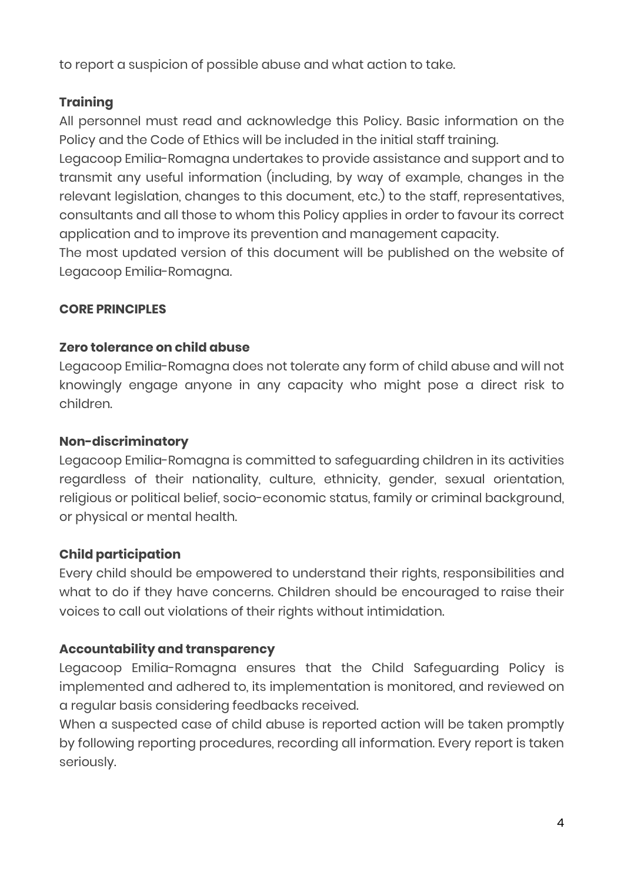to report a suspicion of possible abuse and what action to take.

### Training

All personnel must read and acknowledge this Policy. Basic information on the Policy and the Code of Ethics will be included in the initial staff training.

Legacoop Emilia-Romagna undertakes to provide assistance and support and to transmit any useful information (including, by way of example, changes in the relevant legislation, changes to this document, etc.) to the staff, representatives, consultants and all those to whom this Policy applies in order to favour its correct application and to improve its prevention and management capacity.

The most updated version of this document will be published on the website of Legacoop Emilia-Romagna.

## CORE PRINCIPLES

### Zero tolerance on child abuse

Legacoop Emilia-Romagna does not tolerate any form of child abuse and will not knowingly engage anyone in any capacity who might pose a direct risk to children.

### Non-discriminatory

Legacoop Emilia-Romagna is committed to safeguarding children in its activities regardless of their nationality, culture, ethnicity, gender, sexual orientation, religious or political belief, socio-economic status, family or criminal background, or physical or mental health.

### Child participation

Every child should be empowered to understand their rights, responsibilities and what to do if they have concerns. Children should be encouraged to raise their voices to call out violations of their rights without intimidation.

### Accountability and transparency

Legacoop Emilia-Romagna ensures that the Child Safeguarding Policy is implemented and adhered to, its implementation is monitored, and reviewed on a regular basis considering feedbacks received.

When a suspected case of child abuse is reported action will be taken promptly by following reporting procedures, recording all information. Every report is taken seriously.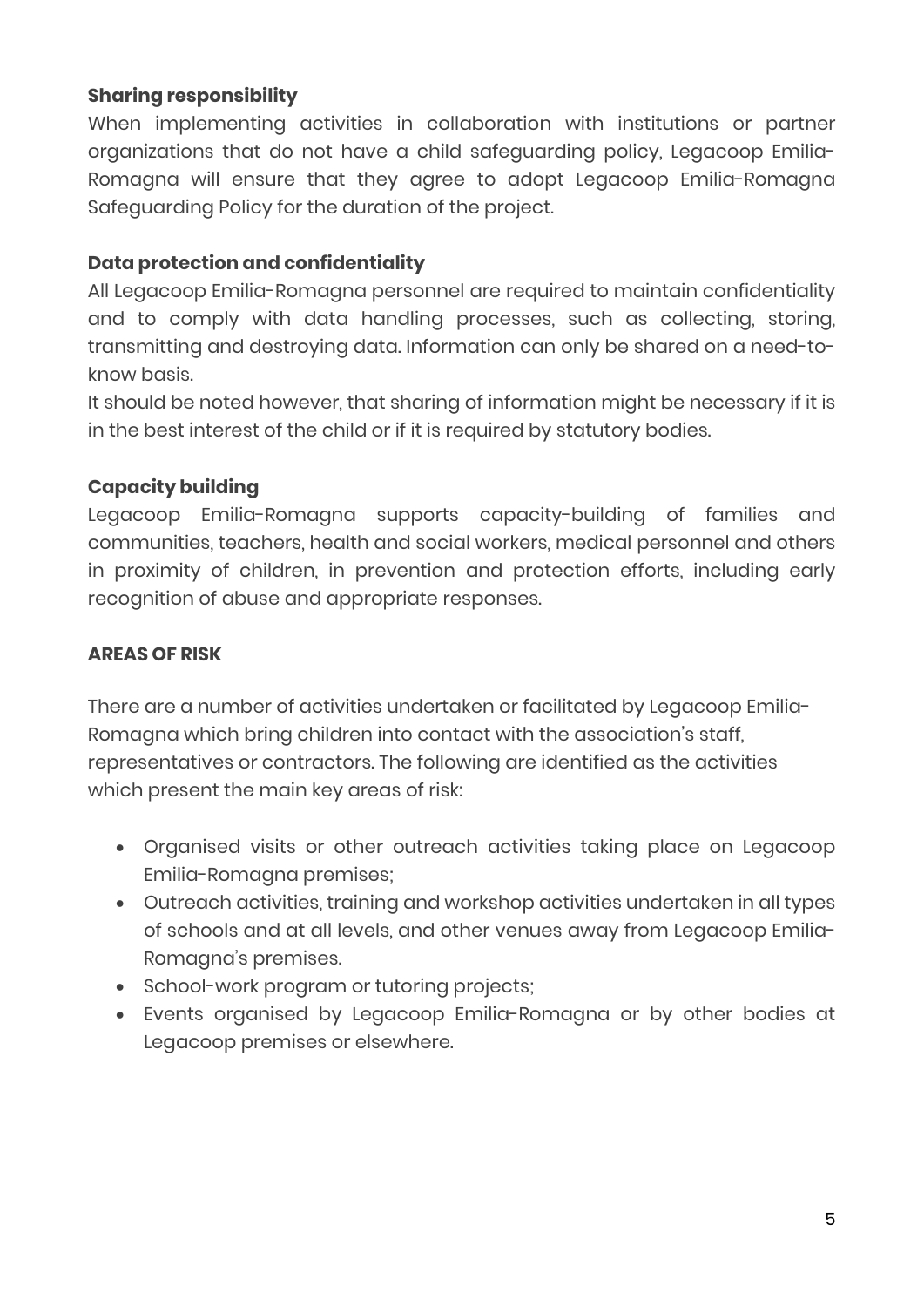**Sharing responsibility**

When implementing activities in collaboration with institutions or partner organizations that do not have a child safeguarding policy, Legacoop Emilia-Romagna will ensure that they agree to adopt Legacoop Emilia-Romagna Safeguarding Policy for the duration of the project.

**Data protection and confidentiality**

All Legacoop Emilia-Romagna personnel are required to maintain confidentiality and to comply with data handling processes, such as collecting, storing, transmitting and destroying data. Information can only be shared on a need-to-know basis.

It should be noted however, that sharing of information might be necessary if it is in the best interest of the child or if it is required by statutory bodies.

**Capacity building**

Legacoop Emilia-Romagna supports capacity-building of families and communities, teachers, health and social workers, medical personnel and others in proximity of children, in prevention and protection efforts, including early recognition of abuse and appropriate responses.

**AREAS OF RISK**

There are a number of activities undertaken or facilitated by Legacoop Emilia-Romagna which bring children into contact with the association's staff, representatives or contractors. The following are identified as the activities which present the main key areas of risk:

- Organised visits or other outreach activities taking place on Legacoop Emilia-Romagna premises;
- Outreach activities, training and workshop activities undertaken in all types of schools and at all levels, and other venues away from Legacoop Emilia-Romagna's premises.
- School-work program or tutoring projects;
- Events organised by Legacoop Emilia-Romagna or by other bodies at Legacoop premises or elsewhere.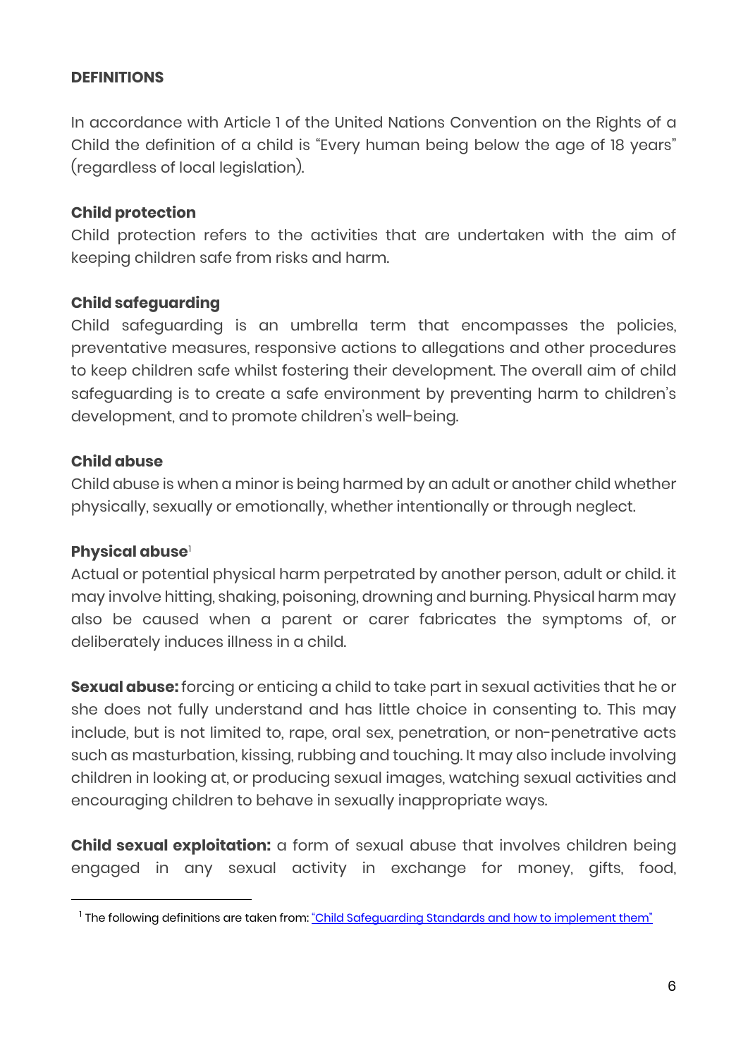**DEFINITIONS**

In accordance with Article 1 of the United Nations Convention on the Rights of a Child the definition of a child is "Every human being below the age of 18 years" (regardless of local legislation).

**Child protection**

Child protection refers to the activities that are undertaken with the aim of keeping children safe from risks and harm.

**Child safeguarding**

Child safeguarding is an umbrella term that encompasses the policies, preventative measures, responsive actions to allegations and other procedures to keep children safe whilst fostering their development. The overall aim of child safeguarding is to create a safe environment by preventing harm to children's development, and to promote children's well-being.

**Child abuse**

Child abuse is when a minor is being harmed by an adult or another child whether physically, sexually or emotionally, whether intentionally or through neglect.

**Physical abuse**[1]

Actual or potential physical harm perpetrated by another person, adult or child. it may involve hitting, shaking, poisoning, drowning and burning. Physical harm may also be caused when a parent or carer fabricates the symptoms of, or deliberately induces illness in a child.

**Sexual abuse:** forcing or enticing a child to take part in sexual activities that he or she does not fully understand and has little choice in consenting to. This may include, but is not limited to, rape, oral sex, penetration, or non-penetrative acts such as masturbation, kissing, rubbing and touching. It may also include involving children in looking at, or producing sexual images, watching sexual activities and encouraging children to behave in sexually inappropriate ways.

**Child sexual exploitation:** a form of sexual abuse that involves children being engaged in any sexual activity in exchange for money, gifts, food,

---

[1] The following definitions are taken from: "Child Safeguarding Standards and how to implement them"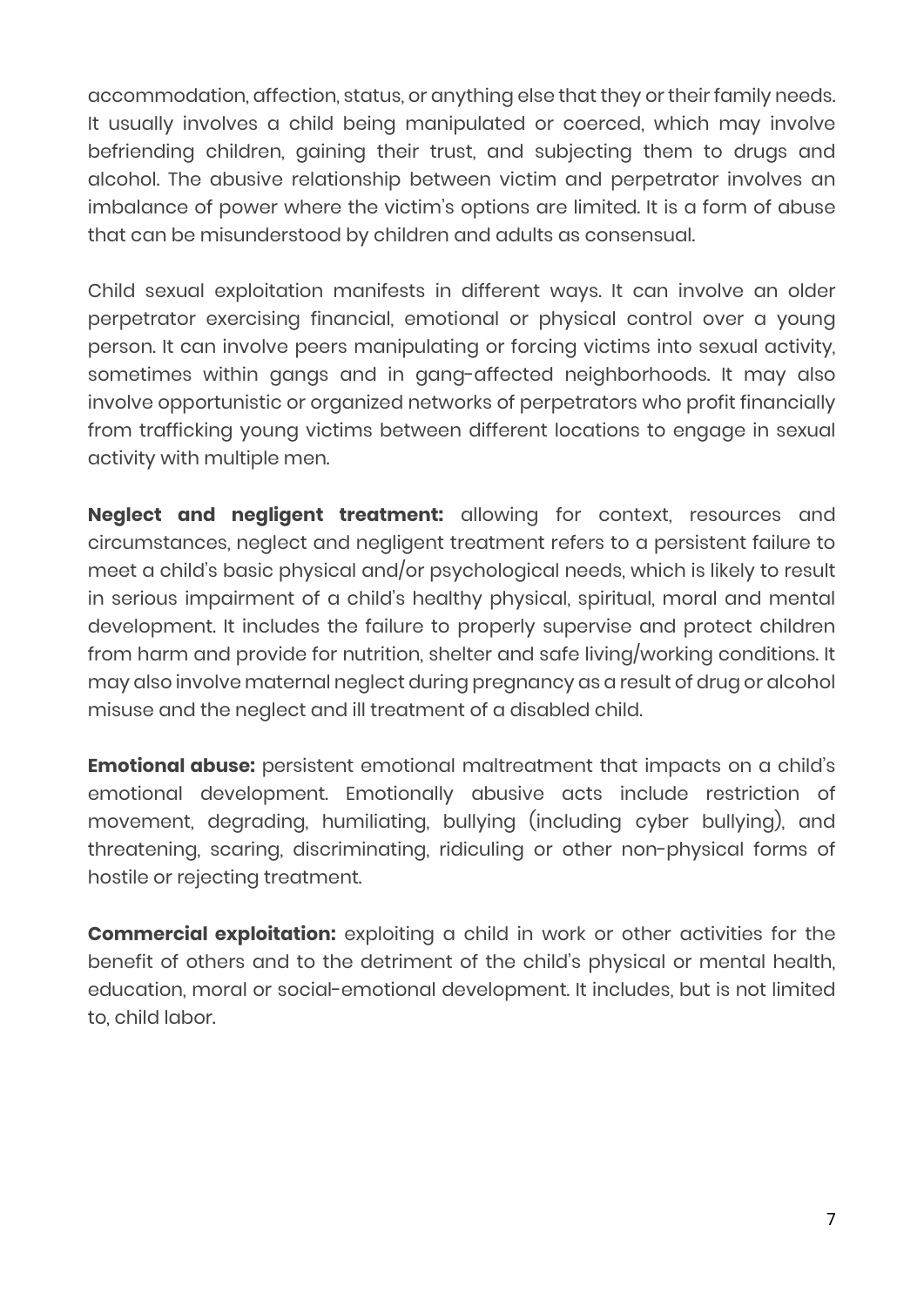accommodation, affection, status, or anything else that they or their family needs. It usually involves a child being manipulated or coerced, which may involve befriending children, gaining their trust, and subjecting them to drugs and alcohol. The abusive relationship between victim and perpetrator involves an imbalance of power where the victim's options are limited. It is a form of abuse that can be misunderstood by children and adults as consensual.

Child sexual exploitation manifests in different ways. It can involve an older perpetrator exercising financial, emotional or physical control over a young person. It can involve peers manipulating or forcing victims into sexual activity, sometimes within gangs and in gang-affected neighborhoods. It may also involve opportunistic or organized networks of perpetrators who profit financially from trafficking young victims between different locations to engage in sexual activity with multiple men.

**Neglect and negligent treatment:** allowing for context, resources and circumstances, neglect and negligent treatment refers to a persistent failure to meet a child's basic physical and/or psychological needs, which is likely to result in serious impairment of a child's healthy physical, spiritual, moral and mental development. It includes the failure to properly supervise and protect children from harm and provide for nutrition, shelter and safe living/working conditions. It may also involve maternal neglect during pregnancy as a result of drug or alcohol misuse and the neglect and ill treatment of a disabled child.

**Emotional abuse:** persistent emotional maltreatment that impacts on a child's emotional development. Emotionally abusive acts include restriction of movement, degrading, humiliating, bullying (including cyber bullying), and threatening, scaring, discriminating, ridiculing or other non-physical forms of hostile or rejecting treatment.

**Commercial exploitation:** exploiting a child in work or other activities for the benefit of others and to the detriment of the child's physical or mental health, education, moral or social-emotional development. It includes, but is not limited to, child labor.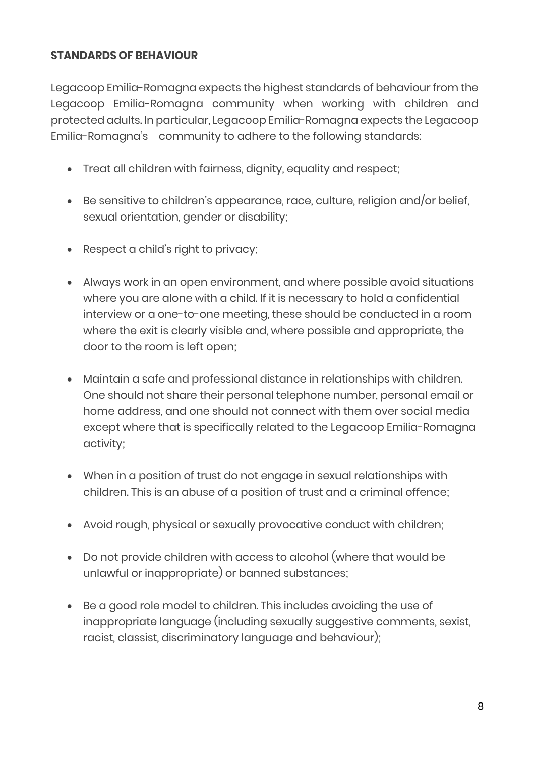**STANDARDS OF BEHAVIOUR**

Legacoop Emilia-Romagna expects the highest standards of behaviour from the Legacoop Emilia-Romagna community when working with children and protected adults. In particular, Legacoop Emilia-Romagna expects the Legacoop Emilia-Romagna's community to adhere to the following standards:

- Treat all children with fairness, dignity, equality and respect;
- Be sensitive to children's appearance, race, culture, religion and/or belief, sexual orientation, gender or disability;
- Respect a child's right to privacy;
- Always work in an open environment, and where possible avoid situations where you are alone with a child. If it is necessary to hold a confidential interview or a one-to-one meeting, these should be conducted in a room where the exit is clearly visible and, where possible and appropriate, the door to the room is left open;
- Maintain a safe and professional distance in relationships with children. One should not share their personal telephone number, personal email or home address, and one should not connect with them over social media except where that is specifically related to the Legacoop Emilia-Romagna activity;
- When in a position of trust do not engage in sexual relationships with children. This is an abuse of a position of trust and a criminal offence;
- Avoid rough, physical or sexually provocative conduct with children;
- Do not provide children with access to alcohol (where that would be unlawful or inappropriate) or banned substances;
- Be a good role model to children. This includes avoiding the use of inappropriate language (including sexually suggestive comments, sexist, racist, classist, discriminatory language and behaviour);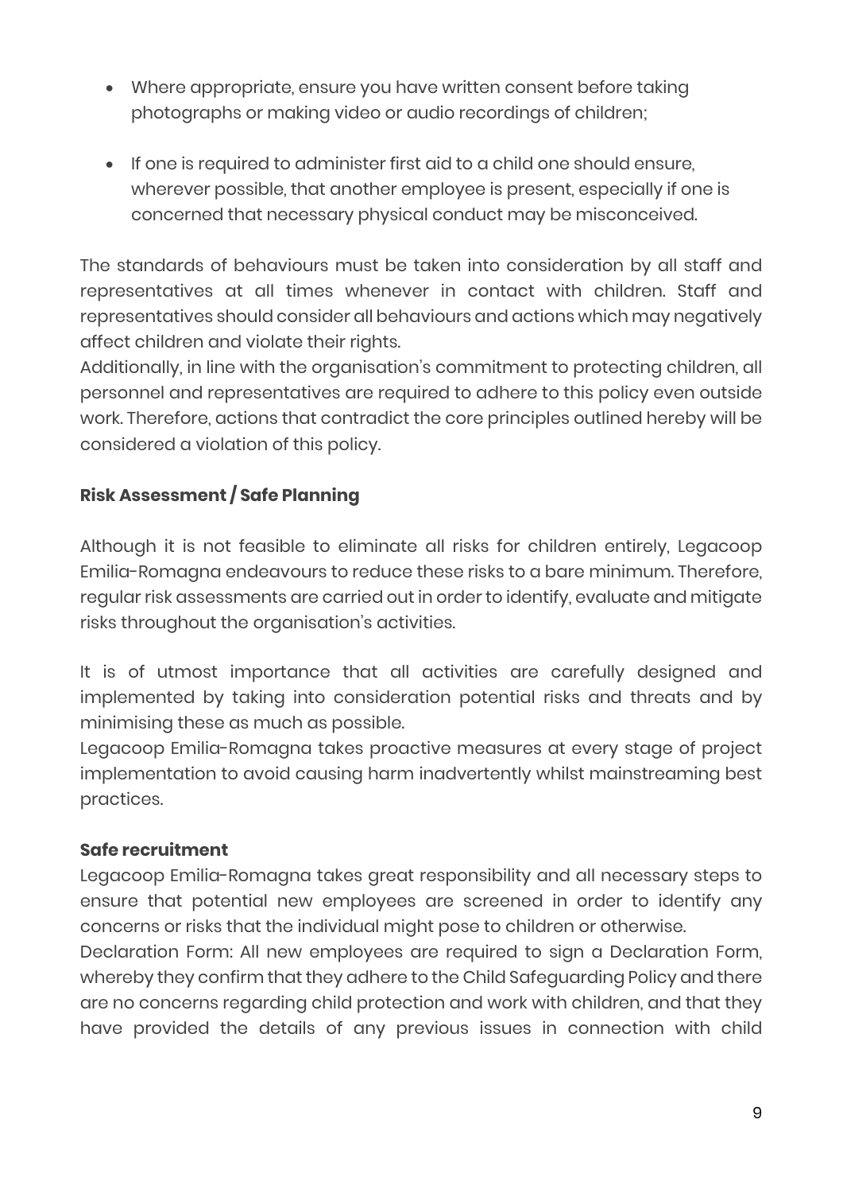- Where appropriate, ensure you have written consent before taking photographs or making video or audio recordings of children;

- If one is required to administer first aid to a child one should ensure, wherever possible, that another employee is present, especially if one is concerned that necessary physical conduct may be misconceived.

The standards of behaviours must be taken into consideration by all staff and representatives at all times whenever in contact with children. Staff and representatives should consider all behaviours and actions which may negatively affect children and violate their rights.
Additionally, in line with the organisation's commitment to protecting children, all personnel and representatives are required to adhere to this policy even outside work. Therefore, actions that contradict the core principles outlined hereby will be considered a violation of this policy.

**Risk Assessment / Safe Planning**

Although it is not feasible to eliminate all risks for children entirely, Legacoop Emilia-Romagna endeavours to reduce these risks to a bare minimum. Therefore, regular risk assessments are carried out in order to identify, evaluate and mitigate risks throughout the organisation's activities.

It is of utmost importance that all activities are carefully designed and implemented by taking into consideration potential risks and threats and by minimising these as much as possible.
Legacoop Emilia-Romagna takes proactive measures at every stage of project implementation to avoid causing harm inadvertently whilst mainstreaming best practices.

**Safe recruitment**
Legacoop Emilia-Romagna takes great responsibility and all necessary steps to ensure that potential new employees are screened in order to identify any concerns or risks that the individual might pose to children or otherwise.
Declaration Form: All new employees are required to sign a Declaration Form, whereby they confirm that they adhere to the Child Safeguarding Policy and there are no concerns regarding child protection and work with children, and that they have provided the details of any previous issues in connection with child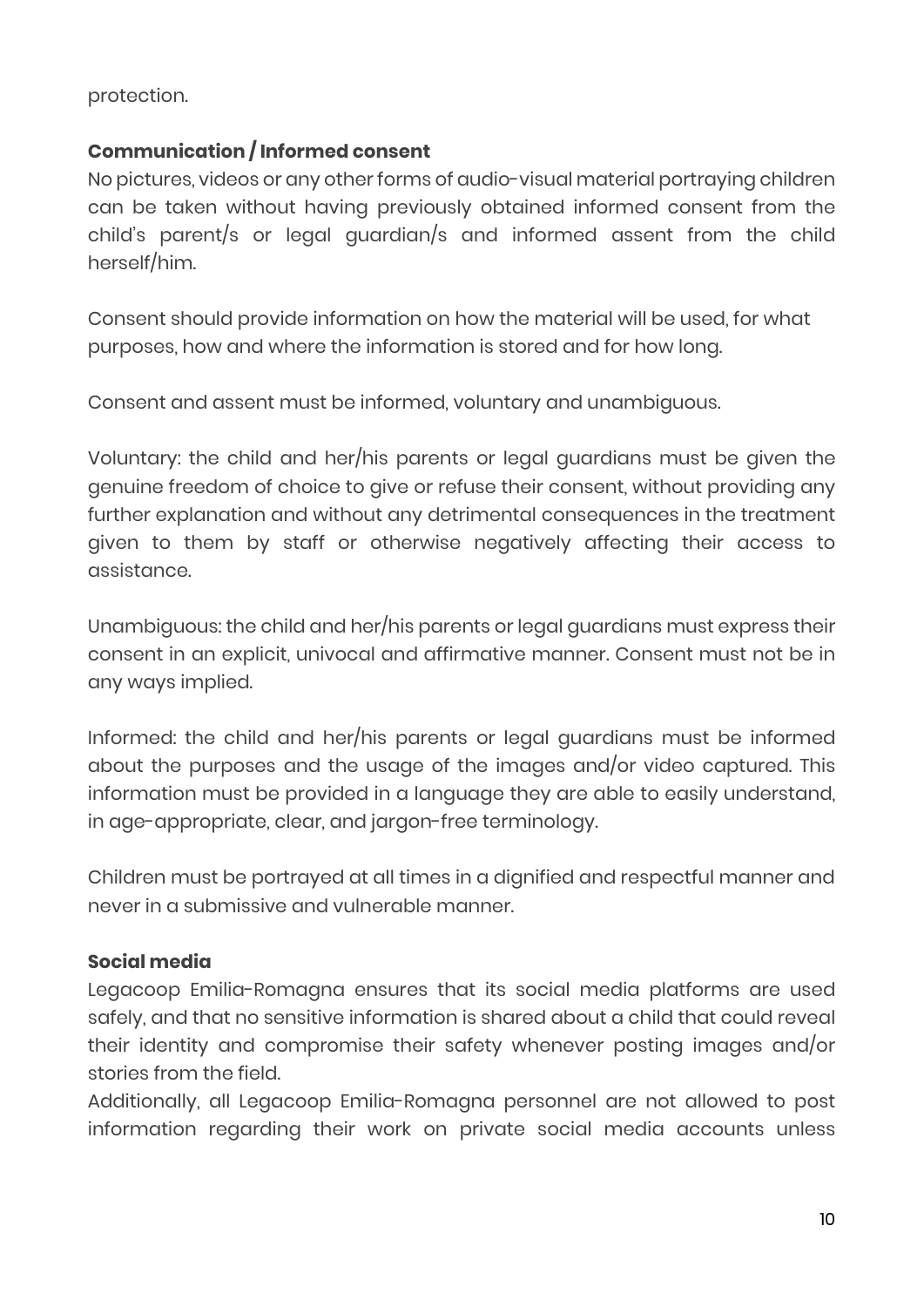protection.

**Communication / Informed consent**

No pictures, videos or any other forms of audio-visual material portraying children can be taken without having previously obtained informed consent from the child's parent/s or legal guardian/s and informed assent from the child herself/him.

Consent should provide information on how the material will be used, for what purposes, how and where the information is stored and for how long.

Consent and assent must be informed, voluntary and unambiguous.

Voluntary: the child and her/his parents or legal guardians must be given the genuine freedom of choice to give or refuse their consent, without providing any further explanation and without any detrimental consequences in the treatment given to them by staff or otherwise negatively affecting their access to assistance.

Unambiguous: the child and her/his parents or legal guardians must express their consent in an explicit, univocal and affirmative manner. Consent must not be in any ways implied.

Informed: the child and her/his parents or legal guardians must be informed about the purposes and the usage of the images and/or video captured. This information must be provided in a language they are able to easily understand, in age-appropriate, clear, and jargon-free terminology.

Children must be portrayed at all times in a dignified and respectful manner and never in a submissive and vulnerable manner.

**Social media**

Legacoop Emilia-Romagna ensures that its social media platforms are used safely, and that no sensitive information is shared about a child that could reveal their identity and compromise their safety whenever posting images and/or stories from the field.

Additionally, all Legacoop Emilia-Romagna personnel are not allowed to post information regarding their work on private social media accounts unless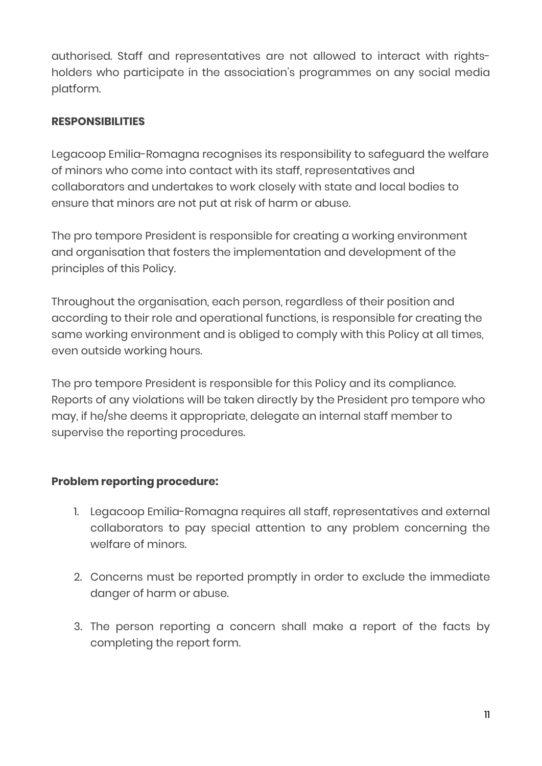authorised. Staff and representatives are not allowed to interact with rights-holders who participate in the association's programmes on any social media platform.

**RESPONSIBILITIES**

Legacoop Emilia-Romagna recognises its responsibility to safeguard the welfare of minors who come into contact with its staff, representatives and collaborators and undertakes to work closely with state and local bodies to ensure that minors are not put at risk of harm or abuse.

The pro tempore President is responsible for creating a working environment and organisation that fosters the implementation and development of the principles of this Policy.

Throughout the organisation, each person, regardless of their position and according to their role and operational functions, is responsible for creating the same working environment and is obliged to comply with this Policy at all times, even outside working hours.

The pro tempore President is responsible for this Policy and its compliance. Reports of any violations will be taken directly by the President pro tempore who may, if he/she deems it appropriate, delegate an internal staff member to supervise the reporting procedures.

**Problem reporting procedure:**

1. Legacoop Emilia-Romagna requires all staff, representatives and external collaborators to pay special attention to any problem concerning the welfare of minors.

2. Concerns must be reported promptly in order to exclude the immediate danger of harm or abuse.

3. The person reporting a concern shall make a report of the facts by completing the report form.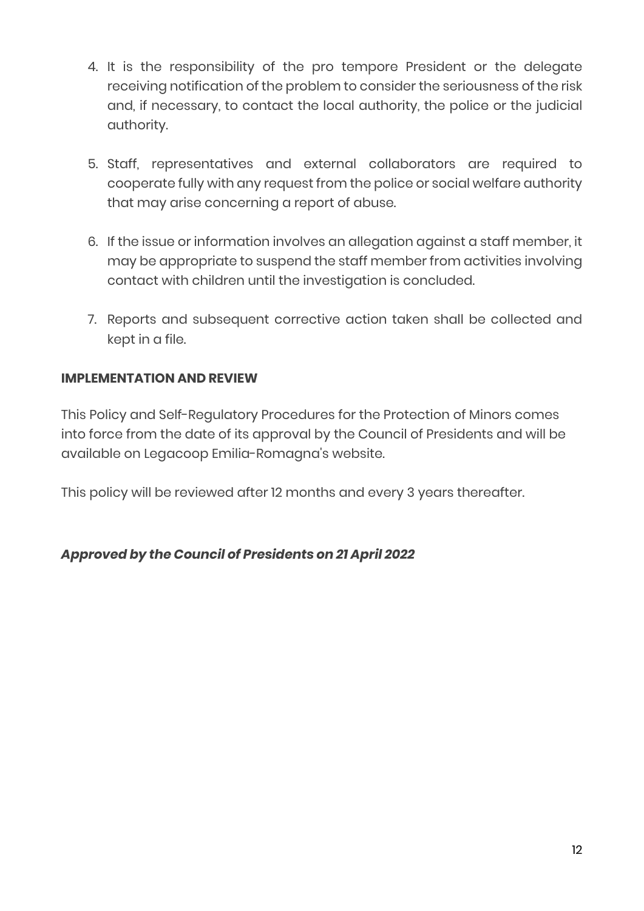4. It is the responsibility of the pro tempore President or the delegate receiving notification of the problem to consider the seriousness of the risk and, if necessary, to contact the local authority, the police or the judicial authority.

5. Staff, representatives and external collaborators are required to cooperate fully with any request from the police or social welfare authority that may arise concerning a report of abuse.

6. If the issue or information involves an allegation against a staff member, it may be appropriate to suspend the staff member from activities involving contact with children until the investigation is concluded.

7. Reports and subsequent corrective action taken shall be collected and kept in a file.

**IMPLEMENTATION AND REVIEW**

This Policy and Self-Regulatory Procedures for the Protection of Minors comes into force from the date of its approval by the Council of Presidents and will be available on Legacoop Emilia-Romagna's website.

This policy will be reviewed after 12 months and every 3 years thereafter.

***Approved by the Council of Presidents on 21 April 2022***